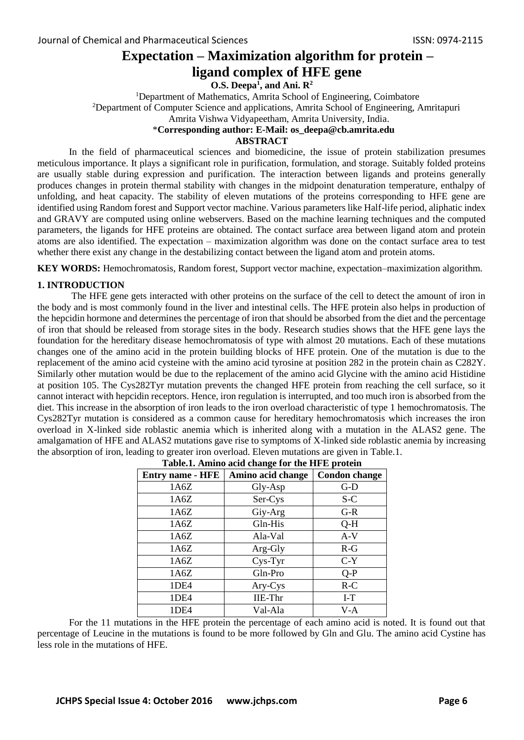# Expectation – Maximization algorithm for protein – ligand complex of HFE gene

**O.S. Deepa[1], and Ani. R[2]**

[1]Department of Mathematics, Amrita School of Engineering, Coimbatore

[2]Department of Computer Science and applications, Amrita School of Engineering, Amritapuri

Amrita Vishwa Vidyapeetham, Amrita University, India.

***Corresponding author: E-Mail: os_deepa@cb.amrita.edu**

## ABSTRACT

In the field of pharmaceutical sciences and biomedicine, the issue of protein stabilization presumes meticulous importance. It plays a significant role in purification, formulation, and storage. Suitably folded proteins are usually stable during expression and purification. The interaction between ligands and proteins generally produces changes in protein thermal stability with changes in the midpoint denaturation temperature, enthalpy of unfolding, and heat capacity. The stability of eleven mutations of the proteins corresponding to HFE gene are identified using Random forest and Support vector machine. Various parameters like Half-life period, aliphatic index and GRAVY are computed using online webservers. Based on the machine learning techniques and the computed parameters, the ligands for HFE proteins are obtained. The contact surface area between ligand atom and protein atoms are also identified. The expectation – maximization algorithm was done on the contact surface area to test whether there exist any change in the destabilizing contact between the ligand atom and protein atoms.

**KEY WORDS:** Hemochromatosis, Random forest, Support vector machine, expectation–maximization algorithm.

## 1. INTRODUCTION

The HFE gene gets interacted with other proteins on the surface of the cell to detect the amount of iron in the body and is most commonly found in the liver and intestinal cells. The HFE protein also helps in production of the hepcidin hormone and determines the percentage of iron that should be absorbed from the diet and the percentage of iron that should be released from storage sites in the body. Research studies shows that the HFE gene lays the foundation for the hereditary disease hemochromatosis of type with almost 20 mutations. Each of these mutations changes one of the amino acid in the protein building blocks of HFE protein. One of the mutation is due to the replacement of the amino acid cysteine with the amino acid tyrosine at position 282 in the protein chain as C282Y. Similarly other mutation would be due to the replacement of the amino acid Glycine with the amino acid Histidine at position 105. The Cys282Tyr mutation prevents the changed HFE protein from reaching the cell surface, so it cannot interact with hepcidin receptors. Hence, iron regulation is interrupted, and too much iron is absorbed from the diet. This increase in the absorption of iron leads to the iron overload characteristic of type 1 hemochromatosis. The Cys282Tyr mutation is considered as a common cause for hereditary hemochromatosis which increases the iron overload in X-linked side roblastic anemia which is inherited along with a mutation in the ALAS2 gene. The amalgamation of HFE and ALAS2 mutations gave rise to symptoms of X-linked side roblastic anemia by increasing the absorption of iron, leading to greater iron overload. Eleven mutations are given in Table.1.

**Table.1. Amino acid change for the HFE protein**

| Entry name - HFE | Amino acid change | Condon change |
|---|---|---|
| 1A6Z | Gly-Asp | G-D |
| 1A6Z | Ser-Cys | S-C |
| 1A6Z | Giy-Arg | G-R |
| 1A6Z | Gln-His | Q-H |
| 1A6Z | Ala-Val | A-V |
| 1A6Z | Arg-Gly | R-G |
| 1A6Z | Cys-Tyr | C-Y |
| 1A6Z | Gln-Pro | Q-P |
| 1DE4 | Ary-Cys | R-C |
| 1DE4 | IIE-Thr | I-T |
| 1DE4 | Val-Ala | V-A |

For the 11 mutations in the HFE protein the percentage of each amino acid is noted. It is found out that percentage of Leucine in the mutations is found to be more followed by Gln and Glu. The amino acid Cystine has less role in the mutations of HFE.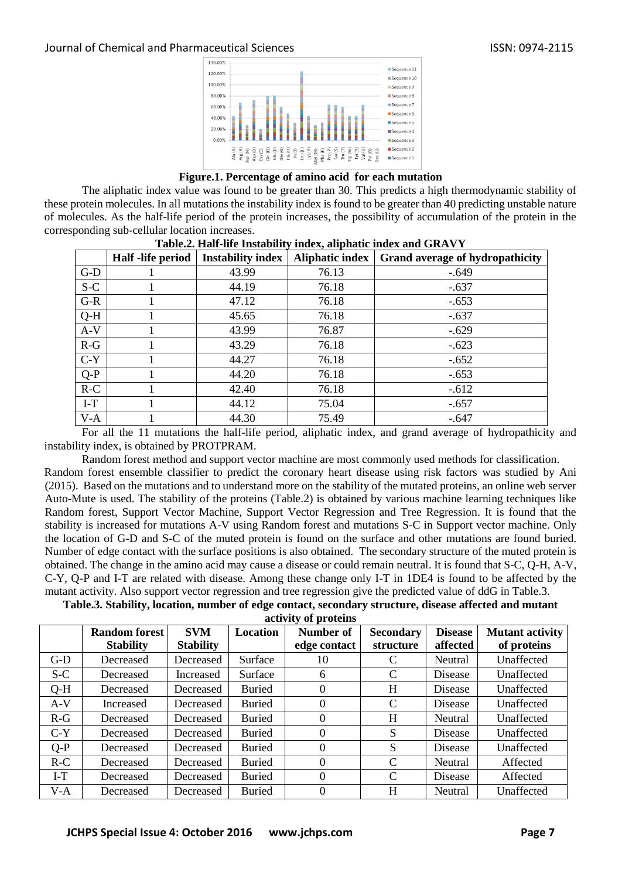**Figure.1. Percentage of amino acid for each mutation**

The aliphatic index value was found to be greater than 30. This predicts a high thermodynamic stability of these protein molecules. In all mutations the instability index is found to be greater than 40 predicting unstable nature of molecules. As the half-life period of the protein increases, the possibility of accumulation of the protein in the corresponding sub-cellular location increases.

**Table.2. Half-life Instability index, aliphatic index and GRAVY**

| | Half -life period | Instability index | Aliphatic index | Grand average of hydropathicity |
|---|---|---|---|---|
| G-D | 1 | 43.99 | 76.13 | -.649 |
| S-C | 1 | 44.19 | 76.18 | -.637 |
| G-R | 1 | 47.12 | 76.18 | -.653 |
| Q-H | 1 | 45.65 | 76.18 | -.637 |
| A-V | 1 | 43.99 | 76.87 | -.629 |
| R-G | 1 | 43.29 | 76.18 | -.623 |
| C-Y | 1 | 44.27 | 76.18 | -.652 |
| Q-P | 1 | 44.20 | 76.18 | -.653 |
| R-C | 1 | 42.40 | 76.18 | -.612 |
| I-T | 1 | 44.12 | 75.04 | -.657 |
| V-A | 1 | 44.30 | 75.49 | -.647 |

For all the 11 mutations the half-life period, aliphatic index, and grand average of hydropathicity and instability index, is obtained by PROTPRAM.

Random forest method and support vector machine are most commonly used methods for classification. Random forest ensemble classifier to predict the coronary heart disease using risk factors was studied by Ani (2015). Based on the mutations and to understand more on the stability of the mutated proteins, an online web server Auto-Mute is used. The stability of the proteins (Table.2) is obtained by various machine learning techniques like Random forest, Support Vector Machine, Support Vector Regression and Tree Regression. It is found that the stability is increased for mutations A-V using Random forest and mutations S-C in Support vector machine. Only the location of G-D and S-C of the muted protein is found on the surface and other mutations are found buried. Number of edge contact with the surface positions is also obtained. The secondary structure of the muted protein is obtained. The change in the amino acid may cause a disease or could remain neutral. It is found that S-C, Q-H, A-V, C-Y, Q-P and I-T are related with disease. Among these change only I-T in 1DE4 is found to be affected by the mutant activity. Also support vector regression and tree regression give the predicted value of ddG in Table.3.

**Table.3. Stability, location, number of edge contact, secondary structure, disease affected and mutant activity of proteins**

| | Random forest Stability | SVM Stability | Location | Number of edge contact | Secondary structure | Disease affected | Mutant activity of proteins |
|---|---|---|---|---|---|---|---|
| G-D | Decreased | Decreased | Surface | 10 | C | Neutral | Unaffected |
| S-C | Decreased | Increased | Surface | 6 | C | Disease | Unaffected |
| Q-H | Decreased | Decreased | Buried | 0 | H | Disease | Unaffected |
| A-V | Increased | Decreased | Buried | 0 | C | Disease | Unaffected |
| R-G | Decreased | Decreased | Buried | 0 | H | Neutral | Unaffected |
| C-Y | Decreased | Decreased | Buried | 0 | S | Disease | Unaffected |
| Q-P | Decreased | Decreased | Buried | 0 | S | Disease | Unaffected |
| R-C | Decreased | Decreased | Buried | 0 | C | Neutral | Affected |
| I-T | Decreased | Decreased | Buried | 0 | C | Disease | Affected |
| V-A | Decreased | Decreased | Buried | 0 | H | Neutral | Unaffected |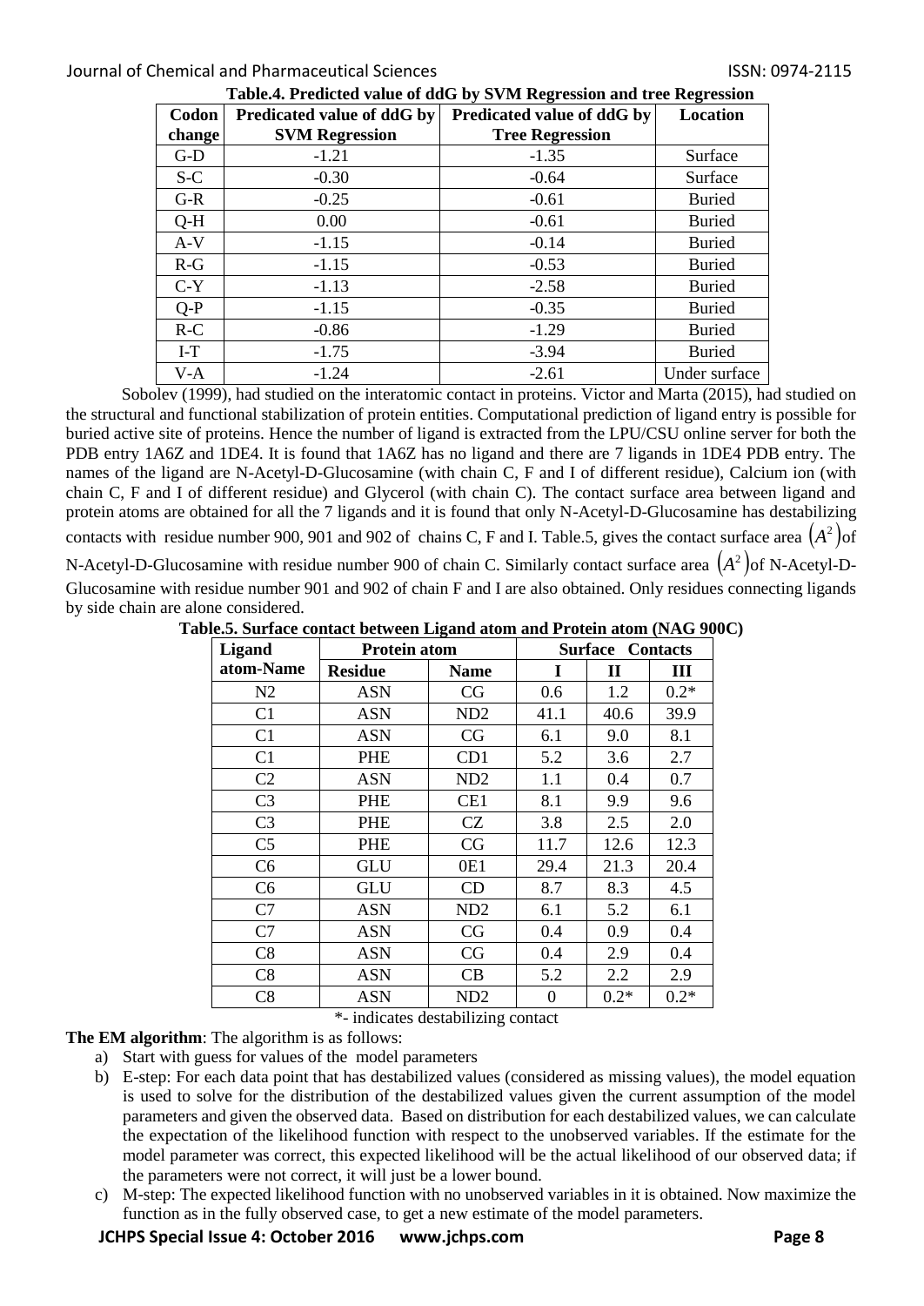**Table.4. Predicted value of ddG by SVM Regression and tree Regression**

| Codon change | Predicated value of ddG by SVM Regression | Predicated value of ddG by Tree Regression | Location |
|---|---|---|---|
| G-D | -1.21 | -1.35 | Surface |
| S-C | -0.30 | -0.64 | Surface |
| G-R | -0.25 | -0.61 | Buried |
| Q-H | 0.00 | -0.61 | Buried |
| A-V | -1.15 | -0.14 | Buried |
| R-G | -1.15 | -0.53 | Buried |
| C-Y | -1.13 | -2.58 | Buried |
| Q-P | -1.15 | -0.35 | Buried |
| R-C | -0.86 | -1.29 | Buried |
| I-T | -1.75 | -3.94 | Buried |
| V-A | -1.24 | -2.61 | Under surface |

Sobolev (1999), had studied on the interatomic contact in proteins. Victor and Marta (2015), had studied on the structural and functional stabilization of protein entities. Computational prediction of ligand entry is possible for buried active site of proteins. Hence the number of ligand is extracted from the LPU/CSU online server for both the PDB entry 1A6Z and 1DE4. It is found that 1A6Z has no ligand and there are 7 ligands in 1DE4 PDB entry. The names of the ligand are N-Acetyl-D-Glucosamine (with chain C, F and I of different residue), Calcium ion (with chain C, F and I of different residue) and Glycerol (with chain C). The contact surface area between ligand and protein atoms are obtained for all the 7 ligands and it is found that only N-Acetyl-D-Glucosamine has destabilizing contacts with residue number 900, 901 and 902 of chains C, F and I. Table.5, gives the contact surface area $\left(A^2\right)$of N-Acetyl-D-Glucosamine with residue number 900 of chain C. Similarly contact surface area $\left(A^2\right)$of N-Acetyl-D-Glucosamine with residue number 901 and 902 of chain F and I are also obtained. Only residues connecting ligands by side chain are alone considered.

**Table.5. Surface contact between Ligand atom and Protein atom (NAG 900C)**

| Ligand atom-Name | Protein atom | | Surface Contacts | | |
|---|---|---|---|---|---|
| | Residue | Name | I | II | III |
| N2 | ASN | CG | 0.6 | 1.2 | 0.2* |
| C1 | ASN | ND2 | 41.1 | 40.6 | 39.9 |
| C1 | ASN | CG | 6.1 | 9.0 | 8.1 |
| C1 | PHE | CD1 | 5.2 | 3.6 | 2.7 |
| C2 | ASN | ND2 | 1.1 | 0.4 | 0.7 |
| C3 | PHE | CE1 | 8.1 | 9.9 | 9.6 |
| C3 | PHE | CZ | 3.8 | 2.5 | 2.0 |
| C5 | PHE | CG | 11.7 | 12.6 | 12.3 |
| C6 | GLU | 0E1 | 29.4 | 21.3 | 20.4 |
| C6 | GLU | CD | 8.7 | 8.3 | 4.5 |
| C7 | ASN | ND2 | 6.1 | 5.2 | 6.1 |
| C7 | ASN | CG | 0.4 | 0.9 | 0.4 |
| C8 | ASN | CG | 0.4 | 2.9 | 0.4 |
| C8 | ASN | CB | 5.2 | 2.2 | 2.9 |
| C8 | ASN | ND2 | 0 | 0.2* | 0.2* |

*- indicates destabilizing contact

**The EM algorithm**: The algorithm is as follows:

a) Start with guess for values of the model parameters
b) E-step: For each data point that has destabilized values (considered as missing values), the model equation is used to solve for the distribution of the destabilized values given the current assumption of the model parameters and given the observed data. Based on distribution for each destabilized values, we can calculate the expectation of the likelihood function with respect to the unobserved variables. If the estimate for the model parameter was correct, this expected likelihood will be the actual likelihood of our observed data; if the parameters were not correct, it will just be a lower bound.
c) M-step: The expected likelihood function with no unobserved variables in it is obtained. Now maximize the function as in the fully observed case, to get a new estimate of the model parameters.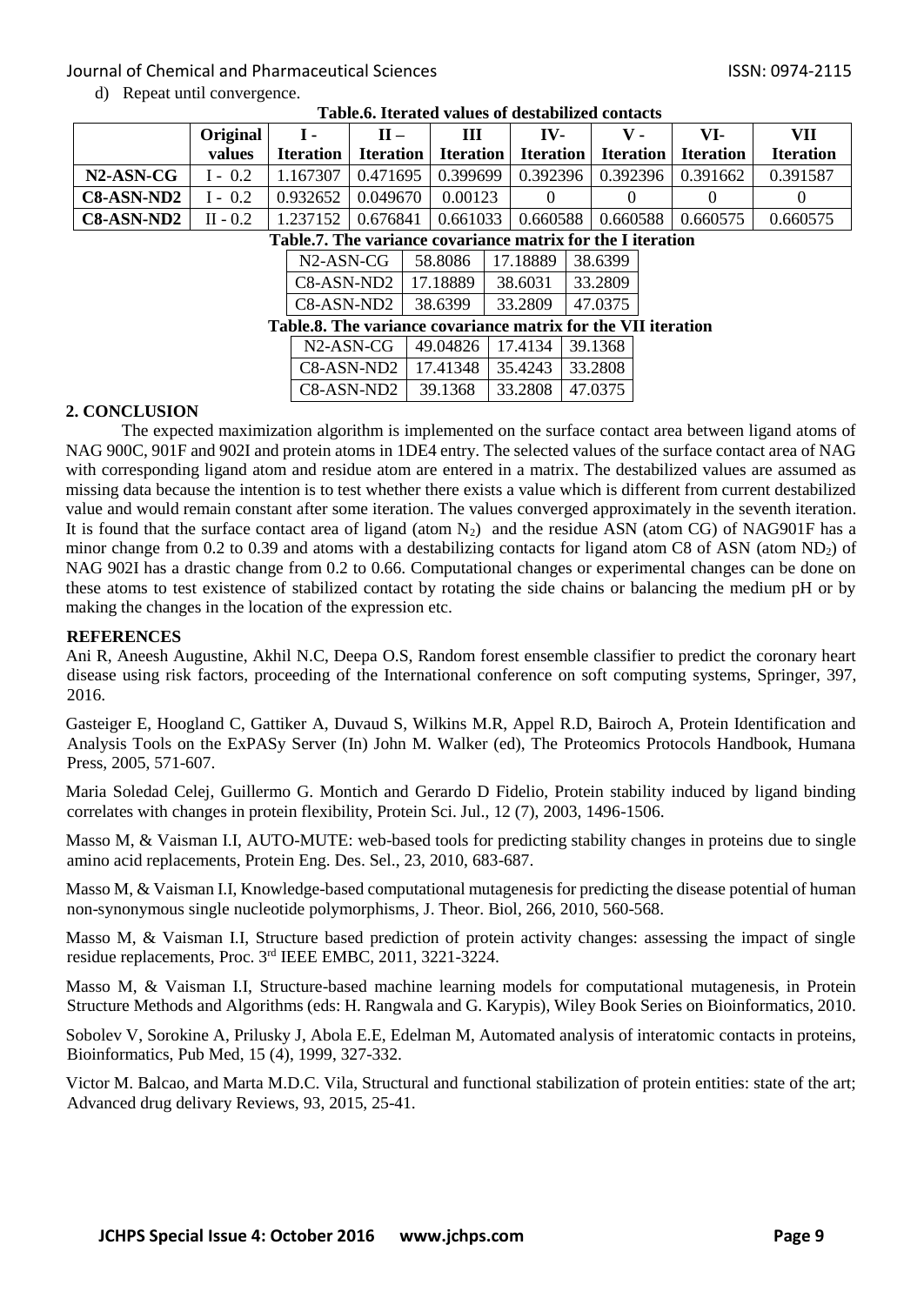d) Repeat until convergence.

**Table.6. Iterated values of destabilized contacts**

| | Original values | I - Iteration | II – Iteration | III Iteration | IV- Iteration | V - Iteration | VI- Iteration | VII Iteration |
|---|---|---|---|---|---|---|---|---|
| **N2-ASN-CG** | I - 0.2 | 1.167307 | 0.471695 | 0.399699 | 0.392396 | 0.392396 | 0.391662 | 0.391587 |
| **C8-ASN-ND2** | I - 0.2 | 0.932652 | 0.049670 | 0.00123 | 0 | 0 | 0 | 0 |
| **C8-ASN-ND2** | II - 0.2 | 1.237152 | 0.676841 | 0.661033 | 0.660588 | 0.660588 | 0.660575 | 0.660575 |

**Table.7. The variance covariance matrix for the I iteration**

| | | | |
|---|---|---|---|
| N2-ASN-CG | 58.8086 | 17.18889 | 38.6399 |
| C8-ASN-ND2 | 17.18889 | 38.6031 | 33.2809 |
| C8-ASN-ND2 | 38.6399 | 33.2809 | 47.0375 |

**Table.8. The variance covariance matrix for the VII iteration**

| | | | |
|---|---|---|---|
| N2-ASN-CG | 49.04826 | 17.4134 | 39.1368 |
| C8-ASN-ND2 | 17.41348 | 35.4243 | 33.2808 |
| C8-ASN-ND2 | 39.1368 | 33.2808 | 47.0375 |

## 2. CONCLUSION

The expected maximization algorithm is implemented on the surface contact area between ligand atoms of NAG 900C, 901F and 902I and protein atoms in 1DE4 entry. The selected values of the surface contact area of NAG with corresponding ligand atom and residue atom are entered in a matrix. The destabilized values are assumed as missing data because the intention is to test whether there exists a value which is different from current destabilized value and would remain constant after some iteration. The values converged approximately in the seventh iteration. It is found that the surface contact area of ligand (atom $N_2$) and the residue ASN (atom CG) of NAG901F has a minor change from 0.2 to 0.39 and atoms with a destabilizing contacts for ligand atom C8 of ASN (atom $ND_2$) of NAG 902I has a drastic change from 0.2 to 0.66. Computational changes or experimental changes can be done on these atoms to test existence of stabilized contact by rotating the side chains or balancing the medium pH or by making the changes in the location of the expression etc.

## REFERENCES

Ani R, Aneesh Augustine, Akhil N.C, Deepa O.S, Random forest ensemble classifier to predict the coronary heart disease using risk factors, proceeding of the International conference on soft computing systems, Springer, 397, 2016.

Gasteiger E, Hoogland C, Gattiker A, Duvaud S, Wilkins M.R, Appel R.D, Bairoch A, Protein Identification and Analysis Tools on the ExPASy Server (In) John M. Walker (ed), The Proteomics Protocols Handbook, Humana Press, 2005, 571-607.

Maria Soledad Celej, Guillermo G. Montich and Gerardo D Fidelio, Protein stability induced by ligand binding correlates with changes in protein flexibility, Protein Sci. Jul., 12 (7), 2003, 1496-1506.

Masso M, & Vaisman I.I, AUTO-MUTE: web-based tools for predicting stability changes in proteins due to single amino acid replacements, Protein Eng. Des. Sel., 23, 2010, 683-687.

Masso M, & Vaisman I.I, Knowledge-based computational mutagenesis for predicting the disease potential of human non-synonymous single nucleotide polymorphisms, J. Theor. Biol, 266, 2010, 560-568.

Masso M, & Vaisman I.I, Structure based prediction of protein activity changes: assessing the impact of single residue replacements, Proc. 3rd IEEE EMBC, 2011, 3221-3224.

Masso M, & Vaisman I.I, Structure-based machine learning models for computational mutagenesis, in Protein Structure Methods and Algorithms (eds: H. Rangwala and G. Karypis), Wiley Book Series on Bioinformatics, 2010.

Sobolev V, Sorokine A, Prilusky J, Abola E.E, Edelman M, Automated analysis of interatomic contacts in proteins, Bioinformatics, Pub Med, 15 (4), 1999, 327-332.

Victor M. Balcao, and Marta M.D.C. Vila, Structural and functional stabilization of protein entities: state of the art; Advanced drug delivery Reviews, 93, 2015, 25-41.